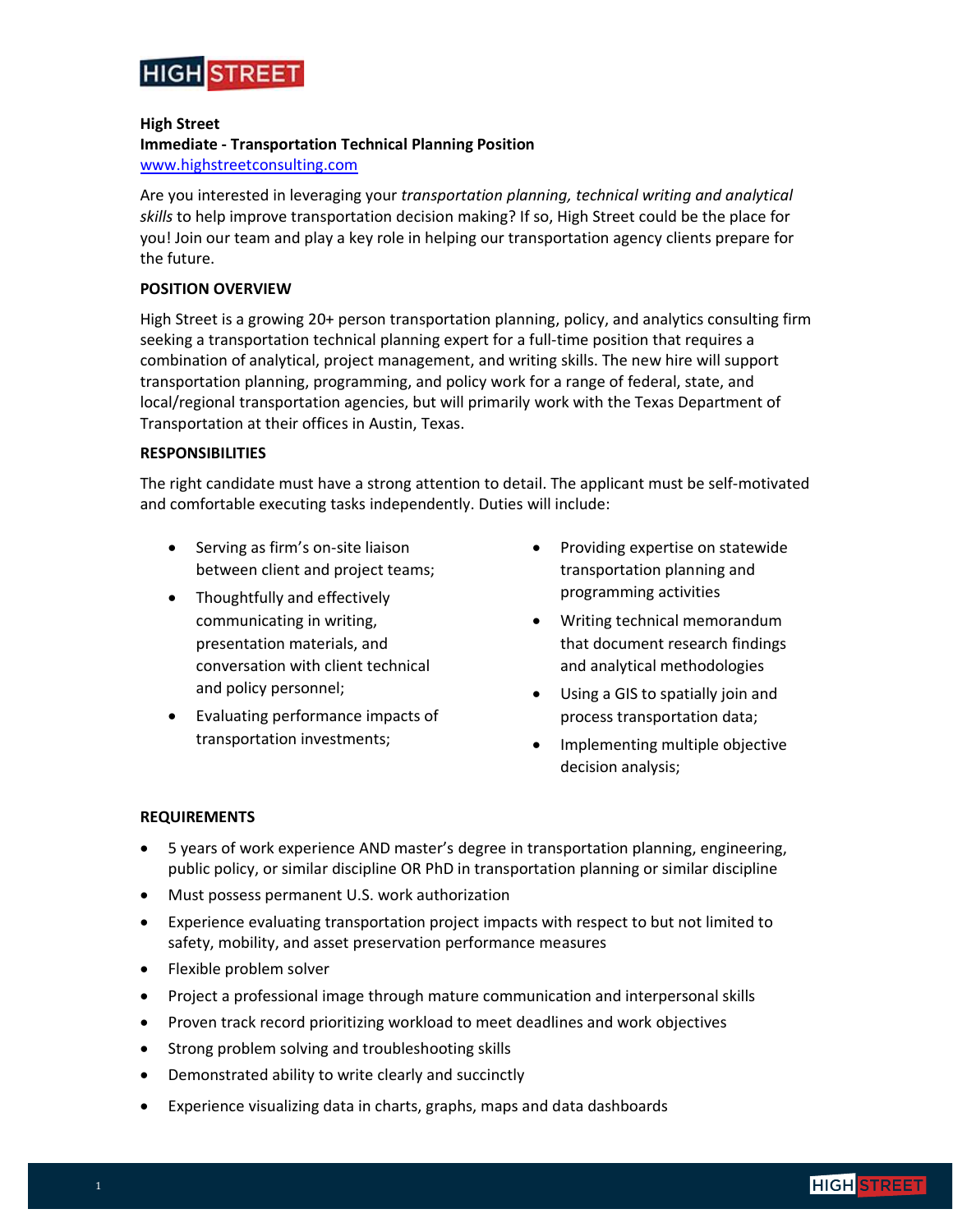**High Street**
**Immediate - Transportation Technical Planning Position**
www.highstreetconsulting.com

Are you interested in leveraging your *transportation planning, technical writing and analytical skills* to help improve transportation decision making? If so, High Street could be the place for you! Join our team and play a key role in helping our transportation agency clients prepare for the future.

## POSITION OVERVIEW

High Street is a growing 20+ person transportation planning, policy, and analytics consulting firm seeking a transportation technical planning expert for a full-time position that requires a combination of analytical, project management, and writing skills. The new hire will support transportation planning, programming, and policy work for a range of federal, state, and local/regional transportation agencies, but will primarily work with the Texas Department of Transportation at their offices in Austin, Texas.

## RESPONSIBILITIES

The right candidate must have a strong attention to detail. The applicant must be self-motivated and comfortable executing tasks independently. Duties will include:

- Serving as firm's on-site liaison between client and project teams;
- Thoughtfully and effectively communicating in writing, presentation materials, and conversation with client technical and policy personnel;
- Evaluating performance impacts of transportation investments;
- Providing expertise on statewide transportation planning and programming activities
- Writing technical memorandum that document research findings and analytical methodologies
- Using a GIS to spatially join and process transportation data;
- Implementing multiple objective decision analysis;

## REQUIREMENTS

- 5 years of work experience AND master's degree in transportation planning, engineering, public policy, or similar discipline OR PhD in transportation planning or similar discipline
- Must possess permanent U.S. work authorization
- Experience evaluating transportation project impacts with respect to but not limited to safety, mobility, and asset preservation performance measures
- Flexible problem solver
- Project a professional image through mature communication and interpersonal skills
- Proven track record prioritizing workload to meet deadlines and work objectives
- Strong problem solving and troubleshooting skills
- Demonstrated ability to write clearly and succinctly
- Experience visualizing data in charts, graphs, maps and data dashboards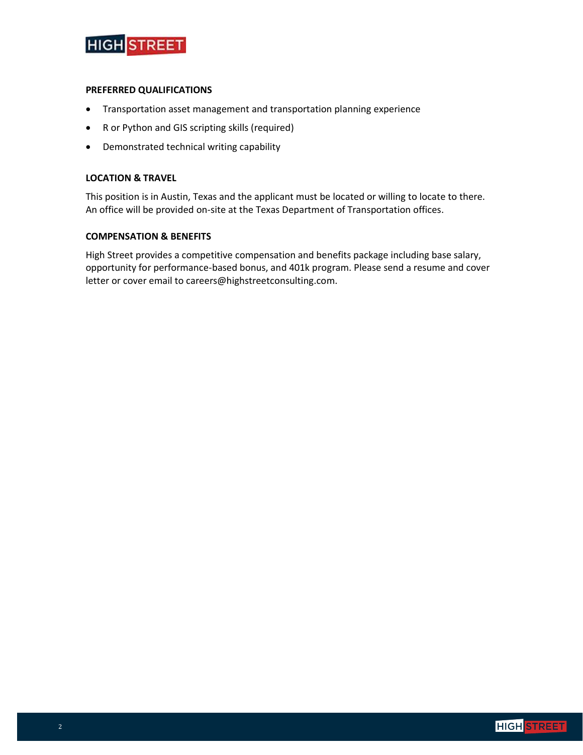**PREFERRED QUALIFICATIONS**

- Transportation asset management and transportation planning experience
- R or Python and GIS scripting skills (required)
- Demonstrated technical writing capability

**LOCATION & TRAVEL**

This position is in Austin, Texas and the applicant must be located or willing to locate to there. An office will be provided on-site at the Texas Department of Transportation offices.

**COMPENSATION & BENEFITS**

High Street provides a competitive compensation and benefits package including base salary, opportunity for performance-based bonus, and 401k program. Please send a resume and cover letter or cover email to careers@highstreetconsulting.com.